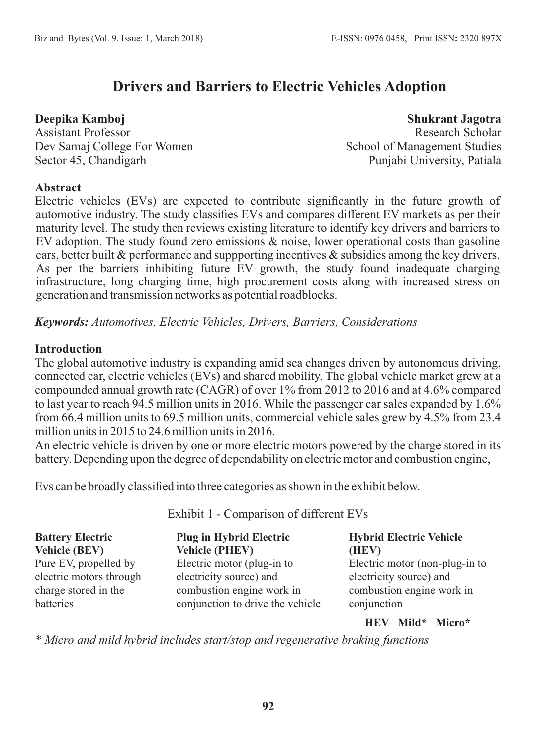# Drivers and Barriers to Electric Vehicles Adoption

**Deepika Kamboj**
Assistant Professor
Dev Samaj College For Women
Sector 45, Chandigarh

**Shukrant Jagotra**
Research Scholar
School of Management Studies
Punjabi University, Patiala

## Abstract

Electric vehicles (EVs) are expected to contribute significantly in the future growth of automotive industry. The study classifies EVs and compares different EV markets as per their maturity level. The study then reviews existing literature to identify key drivers and barriers to EV adoption. The study found zero emissions & noise, lower operational costs than gasoline cars, better built & performance and suppporting incentives & subsidies among the key drivers. As per the barriers inhibiting future EV growth, the study found inadequate charging infrastructure, long charging time, high procurement costs along with increased stress on generation and transmission networks as potential roadblocks.

***Keywords:*** *Automotives, Electric Vehicles, Drivers, Barriers, Considerations*

## Introduction

The global automotive industry is expanding amid sea changes driven by autonomous driving, connected car, electric vehicles (EVs) and shared mobility. The global vehicle market grew at a compounded annual growth rate (CAGR) of over 1% from 2012 to 2016 and at 4.6% compared to last year to reach 94.5 million units in 2016. While the passenger car sales expanded by 1.6% from 66.4 million units to 69.5 million units, commercial vehicle sales grew by 4.5% from 23.4 million units in 2015 to 24.6 million units in 2016.

An electric vehicle is driven by one or more electric motors powered by the charge stored in its battery. Depending upon the degree of dependability on electric motor and combustion engine,

Evs can be broadly classified into three categories as shown in the exhibit below.

Exhibit 1 - Comparison of different EVs

| Battery Electric Vehicle (BEV) | Plug in Hybrid Electric Vehicle (PHEV) | Hybrid Electric Vehicle (HEV) |
|---|---|---|
| Pure EV, propelled by electric motors through charge stored in the batteries | Electric motor (plug-in to electricity source) and combustion engine work in conjunction to drive the vehicle | Electric motor (non-plug-in to electricity source) and combustion engine work in conjunction |
| | | **HEV Mild* Micro*** |

*\* Micro and mild hybrid includes start/stop and regenerative braking functions*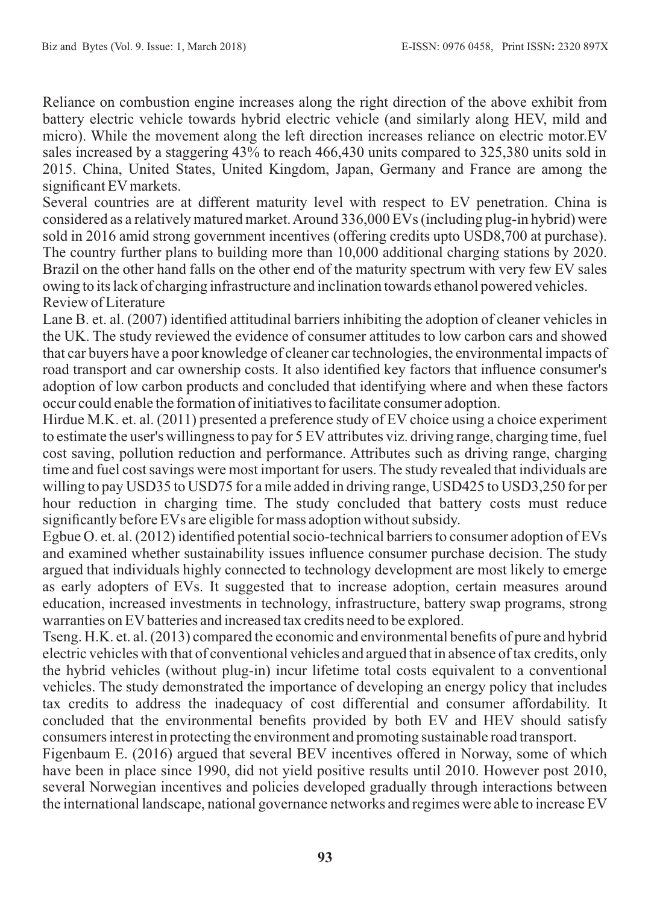Reliance on combustion engine increases along the right direction of the above exhibit from battery electric vehicle towards hybrid electric vehicle (and similarly along HEV, mild and micro). While the movement along the left direction increases reliance on electric motor.EV sales increased by a staggering 43% to reach 466,430 units compared to 325,380 units sold in 2015. China, United States, United Kingdom, Japan, Germany and France are among the significant EV markets.

Several countries are at different maturity level with respect to EV penetration. China is considered as a relatively matured market. Around 336,000 EVs (including plug-in hybrid) were sold in 2016 amid strong government incentives (offering credits upto USD8,700 at purchase). The country further plans to building more than 10,000 additional charging stations by 2020. Brazil on the other hand falls on the other end of the maturity spectrum with very few EV sales owing to its lack of charging infrastructure and inclination towards ethanol powered vehicles.

## Review of Literature

Lane B. et. al. (2007) identified attitudinal barriers inhibiting the adoption of cleaner vehicles in the UK. The study reviewed the evidence of consumer attitudes to low carbon cars and showed that car buyers have a poor knowledge of cleaner car technologies, the environmental impacts of road transport and car ownership costs. It also identified key factors that influence consumer's adoption of low carbon products and concluded that identifying where and when these factors occur could enable the formation of initiatives to facilitate consumer adoption.

Hirdue M.K. et. al. (2011) presented a preference study of EV choice using a choice experiment to estimate the user's willingness to pay for 5 EV attributes viz. driving range, charging time, fuel cost saving, pollution reduction and performance. Attributes such as driving range, charging time and fuel cost savings were most important for users. The study revealed that individuals are willing to pay USD35 to USD75 for a mile added in driving range, USD425 to USD3,250 for per hour reduction in charging time. The study concluded that battery costs must reduce significantly before EVs are eligible for mass adoption without subsidy.

Egbue O. et. al. (2012) identified potential socio-technical barriers to consumer adoption of EVs and examined whether sustainability issues influence consumer purchase decision. The study argued that individuals highly connected to technology development are most likely to emerge as early adopters of EVs. It suggested that to increase adoption, certain measures around education, increased investments in technology, infrastructure, battery swap programs, strong warranties on EV batteries and increased tax credits need to be explored.

Tseng. H.K. et. al. (2013) compared the economic and environmental benefits of pure and hybrid electric vehicles with that of conventional vehicles and argued that in absence of tax credits, only the hybrid vehicles (without plug-in) incur lifetime total costs equivalent to a conventional vehicles. The study demonstrated the importance of developing an energy policy that includes tax credits to address the inadequacy of cost differential and consumer affordability. It concluded that the environmental benefits provided by both EV and HEV should satisfy consumers interest in protecting the environment and promoting sustainable road transport.

Figenbaum E. (2016) argued that several BEV incentives offered in Norway, some of which have been in place since 1990, did not yield positive results until 2010. However post 2010, several Norwegian incentives and policies developed gradually through interactions between the international landscape, national governance networks and regimes were able to increase EV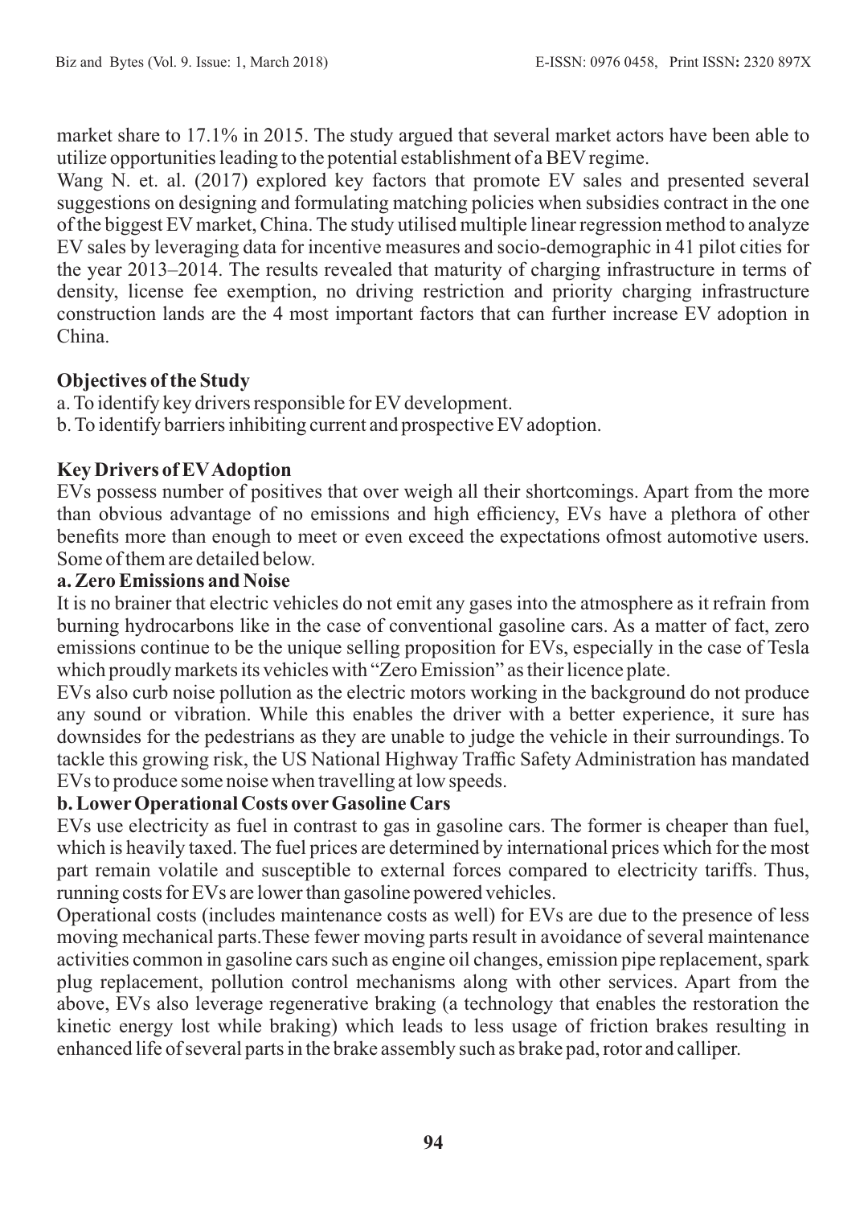market share to 17.1% in 2015. The study argued that several market actors have been able to utilize opportunities leading to the potential establishment of a BEV regime.

Wang N. et. al. (2017) explored key factors that promote EV sales and presented several suggestions on designing and formulating matching policies when subsidies contract in the one of the biggest EV market, China. The study utilised multiple linear regression method to analyze EV sales by leveraging data for incentive measures and socio-demographic in 41 pilot cities for the year 2013–2014. The results revealed that maturity of charging infrastructure in terms of density, license fee exemption, no driving restriction and priority charging infrastructure construction lands are the 4 most important factors that can further increase EV adoption in China.

## Objectives of the Study

a. To identify key drivers responsible for EV development.

b. To identify barriers inhibiting current and prospective EV adoption.

## Key Drivers of EV Adoption

EVs possess number of positives that over weigh all their shortcomings. Apart from the more than obvious advantage of no emissions and high efficiency, EVs have a plethora of other benefits more than enough to meet or even exceed the expectations ofmost automotive users. Some of them are detailed below.

### a. Zero Emissions and Noise

It is no brainer that electric vehicles do not emit any gases into the atmosphere as it refrain from burning hydrocarbons like in the case of conventional gasoline cars. As a matter of fact, zero emissions continue to be the unique selling proposition for EVs, especially in the case of Tesla which proudly markets its vehicles with "Zero Emission" as their licence plate.

EVs also curb noise pollution as the electric motors working in the background do not produce any sound or vibration. While this enables the driver with a better experience, it sure has downsides for the pedestrians as they are unable to judge the vehicle in their surroundings. To tackle this growing risk, the US National Highway Traffic Safety Administration has mandated EVs to produce some noise when travelling at low speeds.

### b. Lower Operational Costs over Gasoline Cars

EVs use electricity as fuel in contrast to gas in gasoline cars. The former is cheaper than fuel, which is heavily taxed. The fuel prices are determined by international prices which for the most part remain volatile and susceptible to external forces compared to electricity tariffs. Thus, running costs for EVs are lower than gasoline powered vehicles.

Operational costs (includes maintenance costs as well) for EVs are due to the presence of less moving mechanical parts.These fewer moving parts result in avoidance of several maintenance activities common in gasoline cars such as engine oil changes, emission pipe replacement, spark plug replacement, pollution control mechanisms along with other services. Apart from the above, EVs also leverage regenerative braking (a technology that enables the restoration the kinetic energy lost while braking) which leads to less usage of friction brakes resulting in enhanced life of several parts in the brake assembly such as brake pad, rotor and calliper.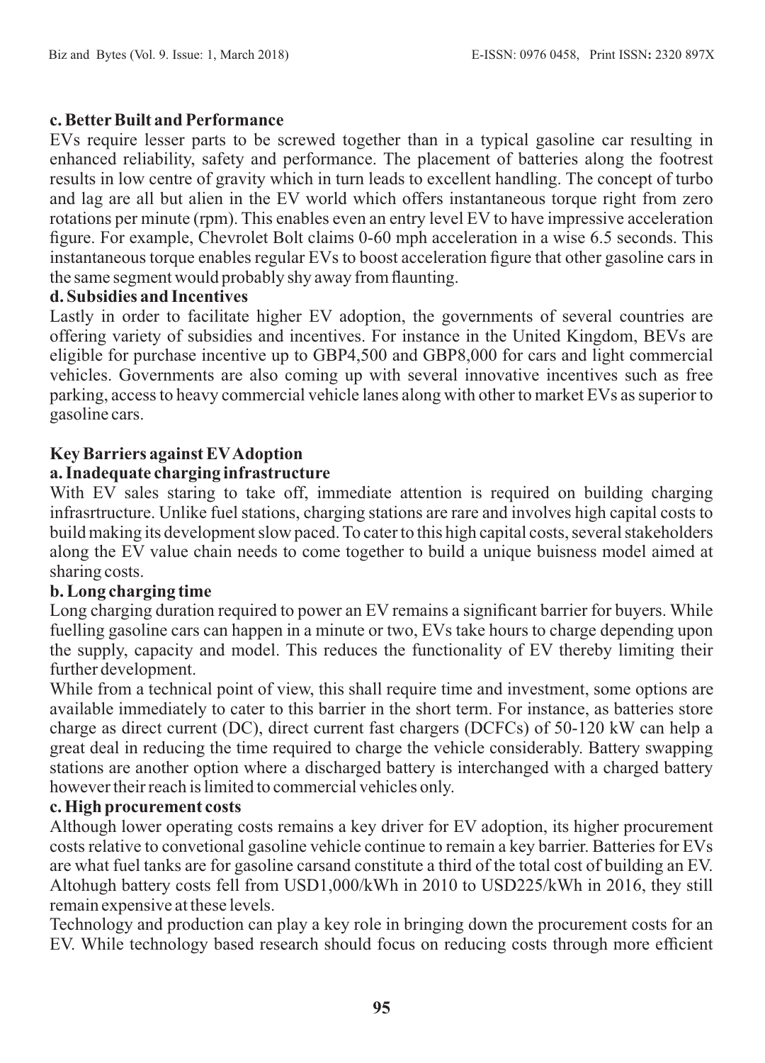**c. Better Built and Performance**

EVs require lesser parts to be screwed together than in a typical gasoline car resulting in enhanced reliability, safety and performance. The placement of batteries along the footrest results in low centre of gravity which in turn leads to excellent handling. The concept of turbo and lag are all but alien in the EV world which offers instantaneous torque right from zero rotations per minute (rpm). This enables even an entry level EV to have impressive acceleration figure. For example, Chevrolet Bolt claims 0-60 mph acceleration in a wise 6.5 seconds. This instantaneous torque enables regular EVs to boost acceleration figure that other gasoline cars in the same segment would probably shy away from flaunting.

**d. Subsidies and Incentives**

Lastly in order to facilitate higher EV adoption, the governments of several countries are offering variety of subsidies and incentives. For instance in the United Kingdom, BEVs are eligible for purchase incentive up to GBP4,500 and GBP8,000 for cars and light commercial vehicles. Governments are also coming up with several innovative incentives such as free parking, access to heavy commercial vehicle lanes along with other to market EVs as superior to gasoline cars.

**Key Barriers against EV Adoption**

**a. Inadequate charging infrastructure**

With EV sales staring to take off, immediate attention is required on building charging infrasrtructure. Unlike fuel stations, charging stations are rare and involves high capital costs to build making its development slow paced. To cater to this high capital costs, several stakeholders along the EV value chain needs to come together to build a unique buisness model aimed at sharing costs.

**b. Long charging time**

Long charging duration required to power an EV remains a significant barrier for buyers. While fuelling gasoline cars can happen in a minute or two, EVs take hours to charge depending upon the supply, capacity and model. This reduces the functionality of EV thereby limiting their further development.

While from a technical point of view, this shall require time and investment, some options are available immediately to cater to this barrier in the short term. For instance, as batteries store charge as direct current (DC), direct current fast chargers (DCFCs) of 50-120 kW can help a great deal in reducing the time required to charge the vehicle considerably. Battery swapping stations are another option where a discharged battery is interchanged with a charged battery however their reach is limited to commercial vehicles only.

**c. High procurement costs**

Although lower operating costs remains a key driver for EV adoption, its higher procurement costs relative to convetional gasoline vehicle continue to remain a key barrier. Batteries for EVs are what fuel tanks are for gasoline carsand constitute a third of the total cost of building an EV. Altohugh battery costs fell from USD1,000/kWh in 2010 to USD225/kWh in 2016, they still remain expensive at these levels.

Technology and production can play a key role in bringing down the procurement costs for an EV. While technology based research should focus on reducing costs through more efficient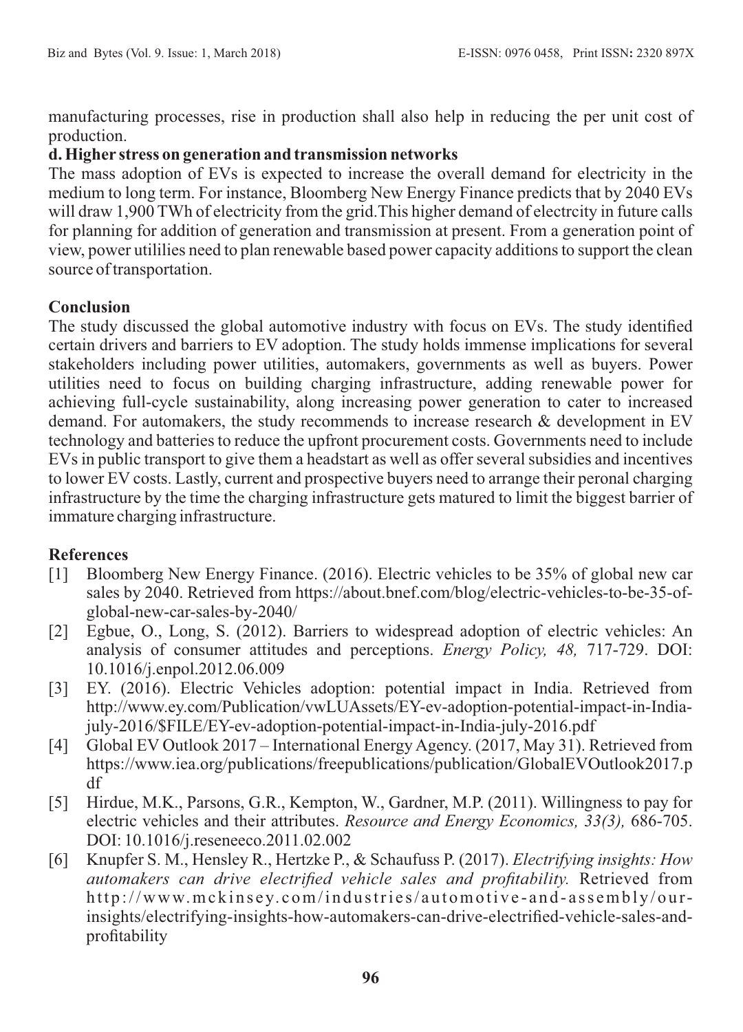manufacturing processes, rise in production shall also help in reducing the per unit cost of production.

**d. Higher stress on generation and transmission networks**

The mass adoption of EVs is expected to increase the overall demand for electricity in the medium to long term. For instance, Bloomberg New Energy Finance predicts that by 2040 EVs will draw 1,900 TWh of electricity from the grid.This higher demand of electrcity in future calls for planning for addition of generation and transmission at present. From a generation point of view, power utililies need to plan renewable based power capacity additions to support the clean source of transportation.

## Conclusion

The study discussed the global automotive industry with focus on EVs. The study identified certain drivers and barriers to EV adoption. The study holds immense implications for several stakeholders including power utilities, automakers, governments as well as buyers. Power utilities need to focus on building charging infrastructure, adding renewable power for achieving full-cycle sustainability, along increasing power generation to cater to increased demand. For automakers, the study recommends to increase research & development in EV technology and batteries to reduce the upfront procurement costs. Governments need to include EVs in public transport to give them a headstart as well as offer several subsidies and incentives to lower EV costs. Lastly, current and prospective buyers need to arrange their peronal charging infrastructure by the time the charging infrastructure gets matured to limit the biggest barrier of immature charging infrastructure.

## References

[1] Bloomberg New Energy Finance. (2016). Electric vehicles to be 35% of global new car sales by 2040. Retrieved from https://about.bnef.com/blog/electric-vehicles-to-be-35-of-global-new-car-sales-by-2040/

[2] Egbue, O., Long, S. (2012). Barriers to widespread adoption of electric vehicles: An analysis of consumer attitudes and perceptions. *Energy Policy, 48,* 717-729. DOI: 10.1016/j.enpol.2012.06.009

[3] EY. (2016). Electric Vehicles adoption: potential impact in India. Retrieved from http://www.ey.com/Publication/vwLUAssets/EY-ev-adoption-potential-impact-in-India-july-2016/$FILE/EY-ev-adoption-potential-impact-in-India-july-2016.pdf

[4] Global EV Outlook 2017 – International Energy Agency. (2017, May 31). Retrieved from https://www.iea.org/publications/freepublications/publication/GlobalEVOutlook2017.pdf

[5] Hirdue, M.K., Parsons, G.R., Kempton, W., Gardner, M.P. (2011). Willingness to pay for electric vehicles and their attributes. *Resource and Energy Economics, 33(3),* 686-705. DOI: 10.1016/j.reseneeco.2011.02.002

[6] Knupfer S. M., Hensley R., Hertzke P., & Schaufuss P. (2017). *Electrifying insights: How automakers can drive electrified vehicle sales and profitability.* Retrieved from http://www.mckinsey.com/industries/automotive-and-assembly/our-insights/electrifying-insights-how-automakers-can-drive-electrified-vehicle-sales-and-profitability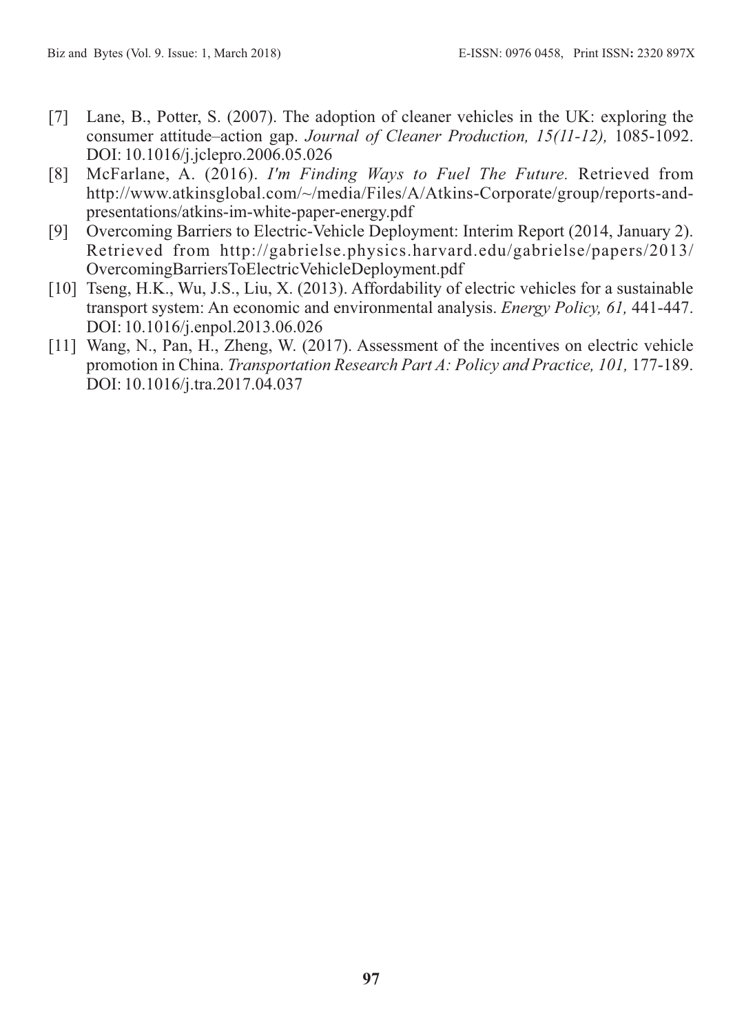[7] Lane, B., Potter, S. (2007). The adoption of cleaner vehicles in the UK: exploring the consumer attitude–action gap. *Journal of Cleaner Production, 15(11-12),* 1085-1092. DOI: 10.1016/j.jclepro.2006.05.026

[8] McFarlane, A. (2016). *I'm Finding Ways to Fuel The Future.* Retrieved from http://www.atkinsglobal.com/~/media/Files/A/Atkins-Corporate/group/reports-and-presentations/atkins-im-white-paper-energy.pdf

[9] Overcoming Barriers to Electric-Vehicle Deployment: Interim Report (2014, January 2). Retrieved from http://gabrielse.physics.harvard.edu/gabrielse/papers/2013/OvercomingBarriersToElectricVehicleDeployment.pdf

[10] Tseng, H.K., Wu, J.S., Liu, X. (2013). Affordability of electric vehicles for a sustainable transport system: An economic and environmental analysis. *Energy Policy, 61,* 441-447. DOI: 10.1016/j.enpol.2013.06.026

[11] Wang, N., Pan, H., Zheng, W. (2017). Assessment of the incentives on electric vehicle promotion in China. *Transportation Research Part A: Policy and Practice, 101,* 177-189. DOI: 10.1016/j.tra.2017.04.037